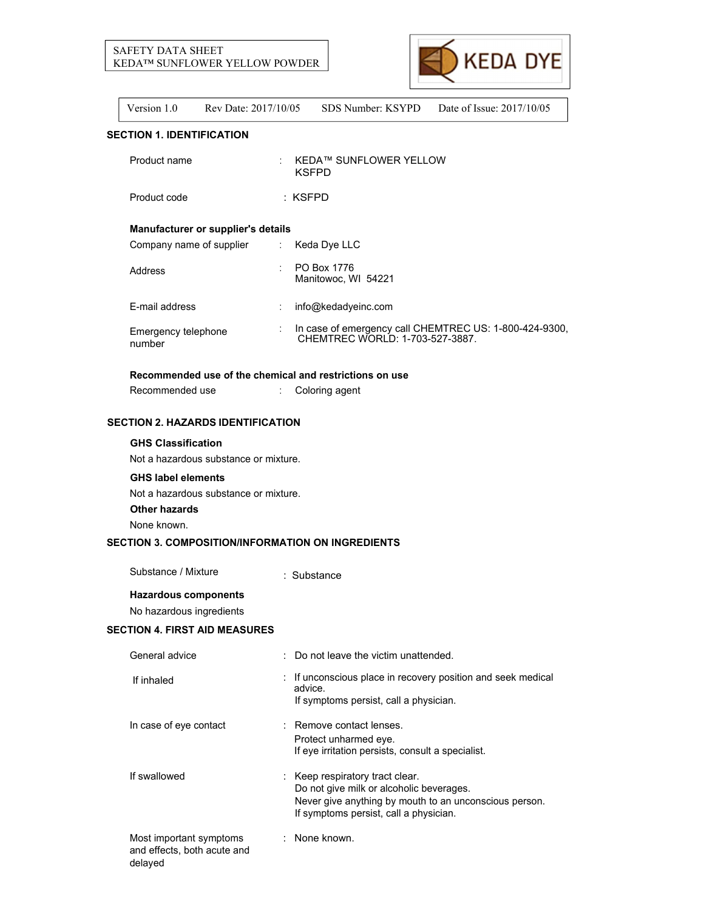SAFETY DATA SHEET
KEDA™ SUNFLOWER YELLOW POWDER

KEDA DYE

| Version 1.0 | Rev Date: 2017/10/05 | SDS Number: KSYPD | Date of Issue: 2017/10/05 |
|---|---|---|---|

## SECTION 1. IDENTIFICATION

Product name : KEDA™ SUNFLOWER YELLOW KSFPD

Product code : KSFPD

**Manufacturer or supplier's details**

Company name of supplier : Keda Dye LLC

Address : PO Box 1776
Manitowoc, WI 54221

E-mail address : info@kedadyeinc.com

Emergency telephone number : In case of emergency call CHEMTREC US: 1-800-424-9300, CHEMTREC WORLD: 1-703-527-3887.

**Recommended use of the chemical and restrictions on use**

Recommended use : Coloring agent

## SECTION 2. HAZARDS IDENTIFICATION

**GHS Classification**

Not a hazardous substance or mixture.

**GHS label elements**

Not a hazardous substance or mixture.

**Other hazards**

None known.

## SECTION 3. COMPOSITION/INFORMATION ON INGREDIENTS

Substance / Mixture : Substance

**Hazardous components**

No hazardous ingredients

## SECTION 4. FIRST AID MEASURES

General advice : Do not leave the victim unattended.

If inhaled : If unconscious place in recovery position and seek medical advice.
If symptoms persist, call a physician.

In case of eye contact : Remove contact lenses.
Protect unharmed eye.
If eye irritation persists, consult a specialist.

If swallowed : Keep respiratory tract clear.
Do not give milk or alcoholic beverages.
Never give anything by mouth to an unconscious person.
If symptoms persist, call a physician.

Most important symptoms and effects, both acute and delayed : None known.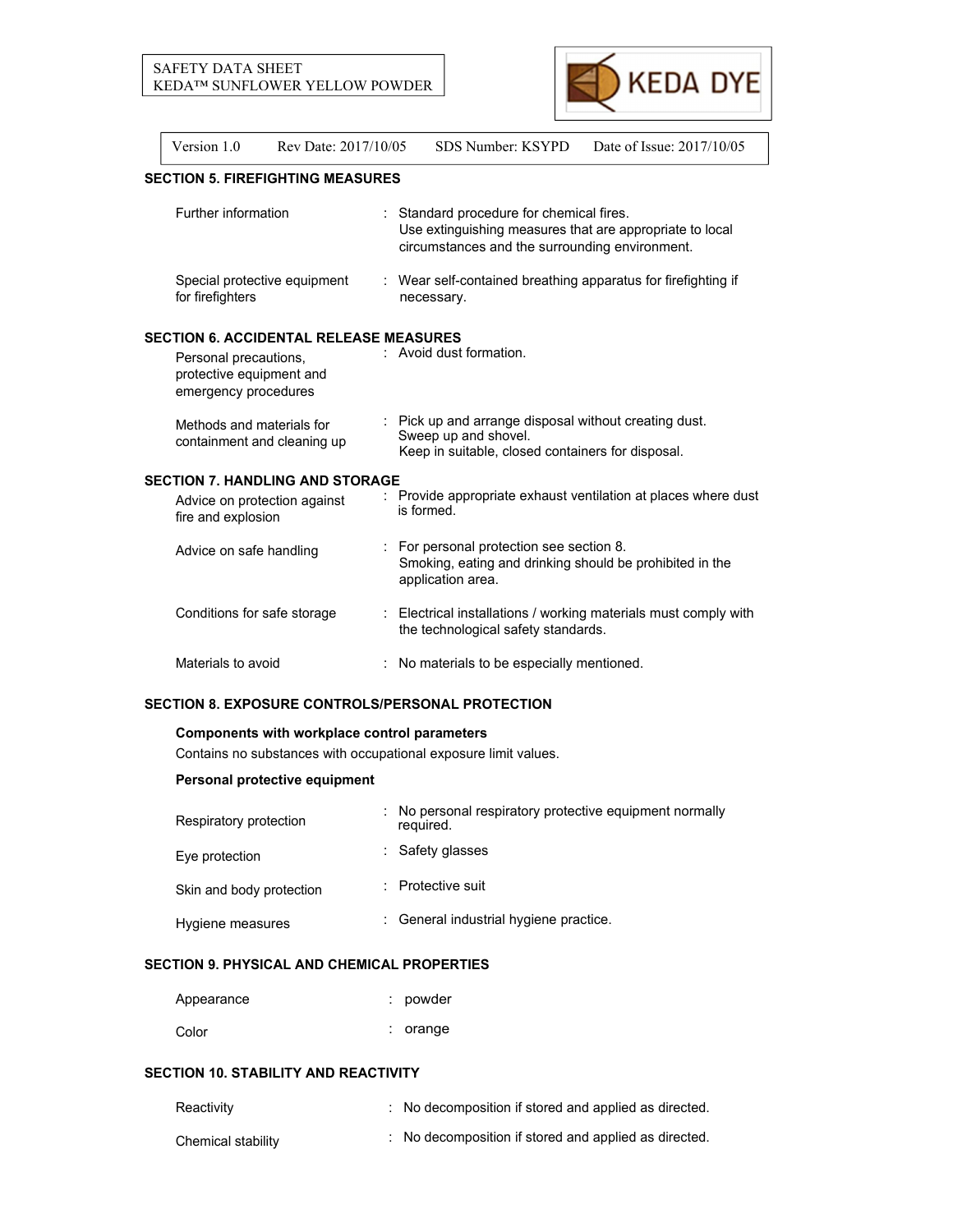## SECTION 5. FIREFIGHTING MEASURES

| | | |
|---|---|---|
| Further information | : | Standard procedure for chemical fires. Use extinguishing measures that are appropriate to local circumstances and the surrounding environment. |
| Special protective equipment for firefighters | : | Wear self-contained breathing apparatus for firefighting if necessary. |

## SECTION 6. ACCIDENTAL RELEASE MEASURES

| | | |
|---|---|---|
| Personal precautions, protective equipment and emergency procedures | : | Avoid dust formation. |
| Methods and materials for containment and cleaning up | : | Pick up and arrange disposal without creating dust. Sweep up and shovel. Keep in suitable, closed containers for disposal. |

## SECTION 7. HANDLING AND STORAGE

| | | |
|---|---|---|
| Advice on protection against fire and explosion | : | Provide appropriate exhaust ventilation at places where dust is formed. |
| Advice on safe handling | : | For personal protection see section 8. Smoking, eating and drinking should be prohibited in the application area. |
| Conditions for safe storage | : | Electrical installations / working materials must comply with the technological safety standards. |
| Materials to avoid | : | No materials to be especially mentioned. |

## SECTION 8. EXPOSURE CONTROLS/PERSONAL PROTECTION

**Components with workplace control parameters**

Contains no substances with occupational exposure limit values.

**Personal protective equipment**

| | | |
|---|---|---|
| Respiratory protection | : | No personal respiratory protective equipment normally required. |
| Eye protection | : | Safety glasses |
| Skin and body protection | : | Protective suit |
| Hygiene measures | : | General industrial hygiene practice. |

## SECTION 9. PHYSICAL AND CHEMICAL PROPERTIES

| | | |
|---|---|---|
| Appearance | : | powder |
| Color | : | orange |

## SECTION 10. STABILITY AND REACTIVITY

| | | |
|---|---|---|
| Reactivity | : | No decomposition if stored and applied as directed. |
| Chemical stability | : | No decomposition if stored and applied as directed. |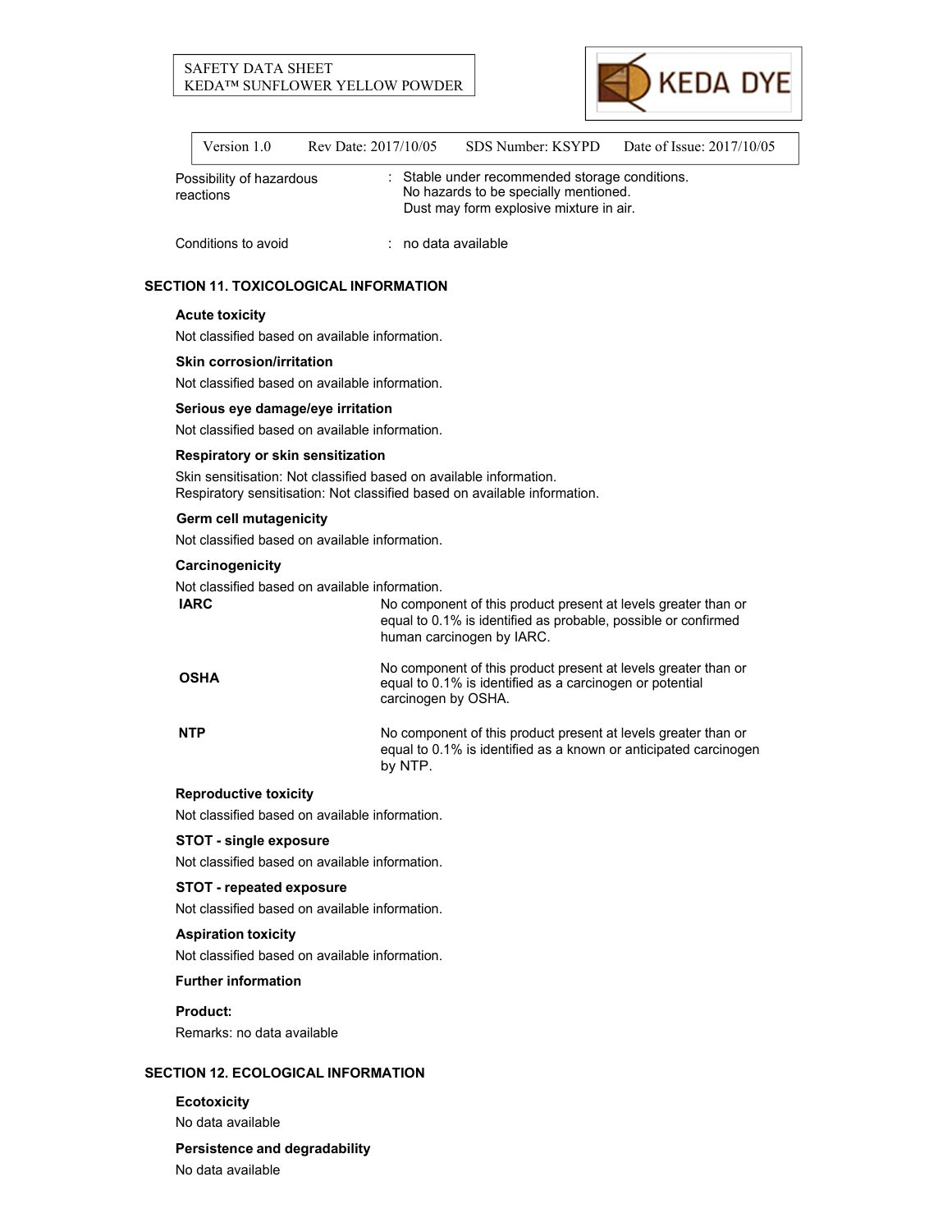| | |
|---|---|
| Possibility of hazardous reactions | : Stable under recommended storage conditions. No hazards to be specially mentioned. Dust may form explosive mixture in air. |
| Conditions to avoid | : no data available |

## SECTION 11. TOXICOLOGICAL INFORMATION

**Acute toxicity**

Not classified based on available information.

**Skin corrosion/irritation**

Not classified based on available information.

**Serious eye damage/eye irritation**

Not classified based on available information.

**Respiratory or skin sensitization**

Skin sensitisation: Not classified based on available information.
Respiratory sensitisation: Not classified based on available information.

**Germ cell mutagenicity**

Not classified based on available information.

**Carcinogenicity**

Not classified based on available information.

| | |
|---|---|
| **IARC** | No component of this product present at levels greater than or equal to 0.1% is identified as probable, possible or confirmed human carcinogen by IARC. |
| **OSHA** | No component of this product present at levels greater than or equal to 0.1% is identified as a carcinogen or potential carcinogen by OSHA. |
| **NTP** | No component of this product present at levels greater than or equal to 0.1% is identified as a known or anticipated carcinogen by NTP. |

**Reproductive toxicity**

Not classified based on available information.

**STOT - single exposure**

Not classified based on available information.

**STOT - repeated exposure**

Not classified based on available information.

**Aspiration toxicity**

Not classified based on available information.

**Further information**

**Product:**

Remarks: no data available

## SECTION 12. ECOLOGICAL INFORMATION

**Ecotoxicity**

No data available

**Persistence and degradability**

No data available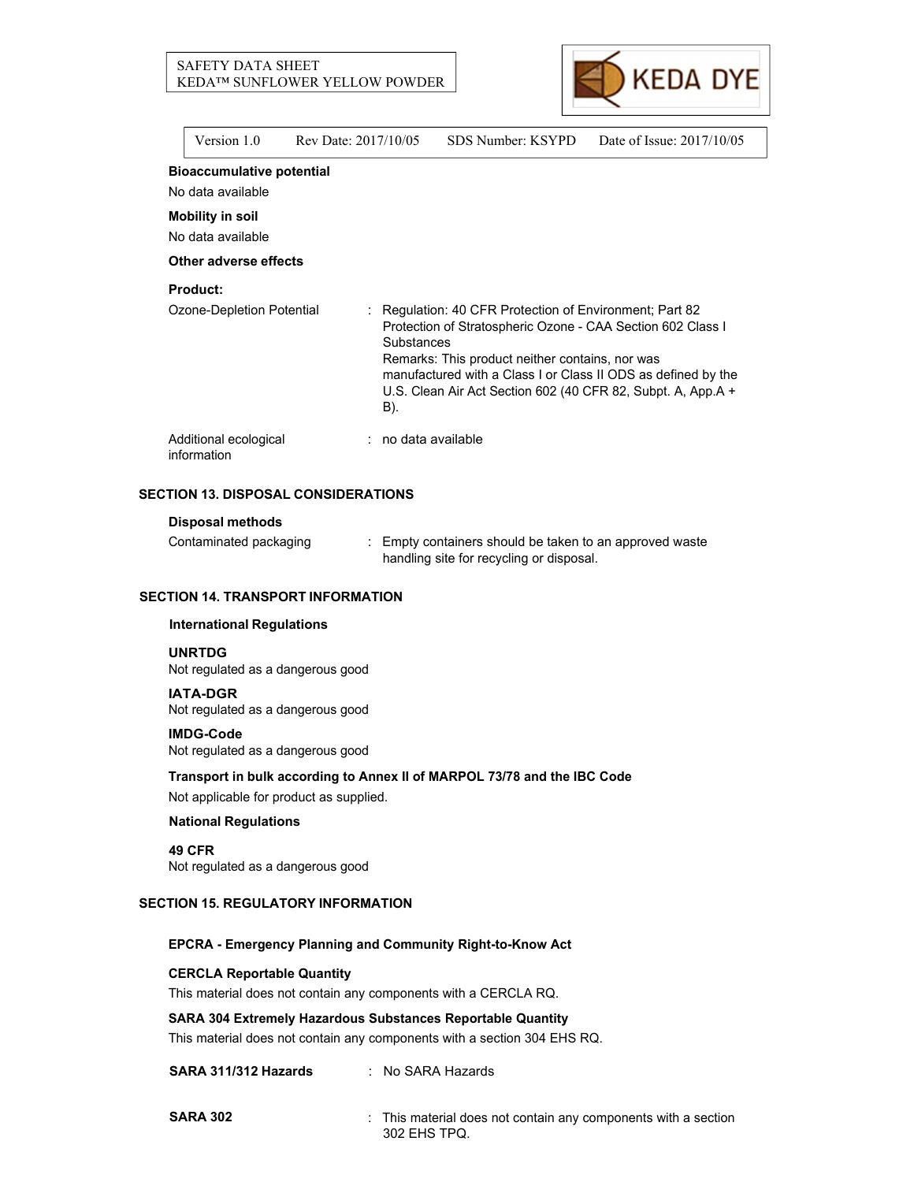**Bioaccumulative potential**

No data available

**Mobility in soil**

No data available

**Other adverse effects**

**Product:**

Ozone-Depletion Potential : Regulation: 40 CFR Protection of Environment; Part 82 Protection of Stratospheric Ozone - CAA Section 602 Class I Substances
Remarks: This product neither contains, nor was manufactured with a Class I or Class II ODS as defined by the U.S. Clean Air Act Section 602 (40 CFR 82, Subpt. A, App.A + B).

Additional ecological information : no data available

## SECTION 13. DISPOSAL CONSIDERATIONS

**Disposal methods**

Contaminated packaging : Empty containers should be taken to an approved waste handling site for recycling or disposal.

## SECTION 14. TRANSPORT INFORMATION

**International Regulations**

**UNRTDG**

Not regulated as a dangerous good

**IATA-DGR**

Not regulated as a dangerous good

**IMDG-Code**

Not regulated as a dangerous good

**Transport in bulk according to Annex II of MARPOL 73/78 and the IBC Code**

Not applicable for product as supplied.

**National Regulations**

**49 CFR**

Not regulated as a dangerous good

## SECTION 15. REGULATORY INFORMATION

**EPCRA - Emergency Planning and Community Right-to-Know Act**

**CERCLA Reportable Quantity**

This material does not contain any components with a CERCLA RQ.

**SARA 304 Extremely Hazardous Substances Reportable Quantity**

This material does not contain any components with a section 304 EHS RQ.

**SARA 311/312 Hazards** : No SARA Hazards

**SARA 302** : This material does not contain any components with a section 302 EHS TPQ.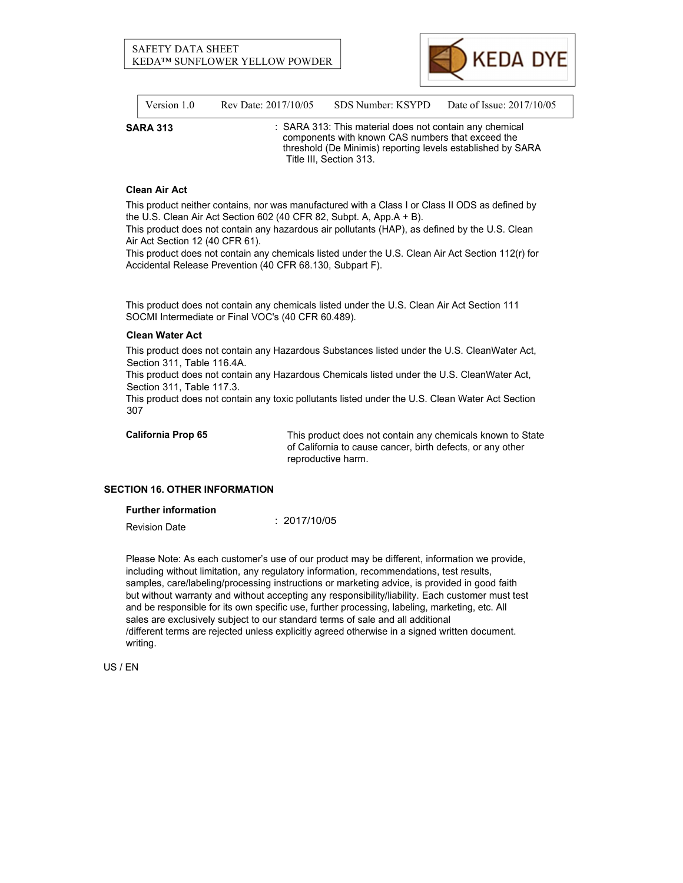**SARA 313** : SARA 313: This material does not contain any chemical components with known CAS numbers that exceed the threshold (De Minimis) reporting levels established by SARA Title III, Section 313.

**Clean Air Act**

This product neither contains, nor was manufactured with a Class I or Class II ODS as defined by the U.S. Clean Air Act Section 602 (40 CFR 82, Subpt. A, App.A + B).
This product does not contain any hazardous air pollutants (HAP), as defined by the U.S. Clean Air Act Section 12 (40 CFR 61).
This product does not contain any chemicals listed under the U.S. Clean Air Act Section 112(r) for Accidental Release Prevention (40 CFR 68.130, Subpart F).

This product does not contain any chemicals listed under the U.S. Clean Air Act Section 111 SOCMI Intermediate or Final VOC's (40 CFR 60.489).

**Clean Water Act**

This product does not contain any Hazardous Substances listed under the U.S. CleanWater Act, Section 311, Table 116.4A.
This product does not contain any Hazardous Chemicals listed under the U.S. CleanWater Act, Section 311, Table 117.3.
This product does not contain any toxic pollutants listed under the U.S. Clean Water Act Section 307

**California Prop 65** This product does not contain any chemicals known to State of California to cause cancer, birth defects, or any other reproductive harm.

## SECTION 16. OTHER INFORMATION

**Further information**

Revision Date : 2017/10/05

Please Note: As each customer's use of our product may be different, information we provide, including without limitation, any regulatory information, recommendations, test results, samples, care/labeling/processing instructions or marketing advice, is provided in good faith but without warranty and without accepting any responsibility/liability. Each customer must test and be responsible for its own specific use, further processing, labeling, marketing, etc. All sales are exclusively subject to our standard terms of sale and all additional /different terms are rejected unless explicitly agreed otherwise in a signed written document. writing.

US / EN